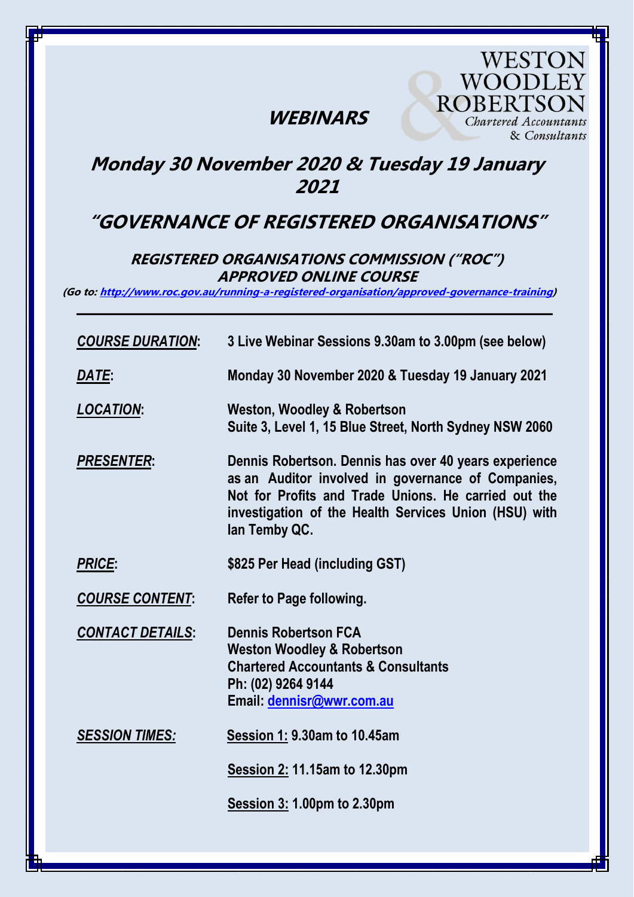WESTON WOODLEY & ROBERTSON
*Chartered Accountants & Consultants*

# WEBINARS

## Monday 30 November 2020 & Tuesday 19 January 2021

## "GOVERNANCE OF REGISTERED ORGANISATIONS"

### REGISTERED ORGANISATIONS COMMISSION ("ROC") APPROVED ONLINE COURSE

**(Go to: [http://www.roc.gov.au/running-a-registered-organisation/approved-governance-training](http://www.roc.gov.au/running-a-registered-organisation/approved-governance-training))**

---

| | |
|---|---|
| ***COURSE DURATION*:** | **3 Live Webinar Sessions 9.30am to 3.00pm (see below)** |
| ***DATE*:** | **Monday 30 November 2020 & Tuesday 19 January 2021** |
| ***LOCATION*:** | **Weston, Woodley & Robertson**<br>**Suite 3, Level 1, 15 Blue Street, North Sydney NSW 2060** |
| ***PRESENTER*:** | **Dennis Robertson. Dennis has over 40 years experience as an Auditor involved in governance of Companies, Not for Profits and Trade Unions. He carried out the investigation of the Health Services Union (HSU) with Ian Temby QC.** |
| ***PRICE*:** | **$825 Per Head (including GST)** |
| ***COURSE CONTENT*:** | **Refer to Page following.** |
| ***CONTACT DETAILS*:** | **Dennis Robertson FCA**<br>**Weston Woodley & Robertson**<br>**Chartered Accountants & Consultants**<br>**Ph: (02) 9264 9144**<br>**Email: [dennisr@wwr.com.au](mailto:dennisr@wwr.com.au)** |
| ***SESSION TIMES:*** | **Session 1: 9.30am to 10.45am**<br>**Session 2: 11.15am to 12.30pm**<br>**Session 3: 1.00pm to 2.30pm** |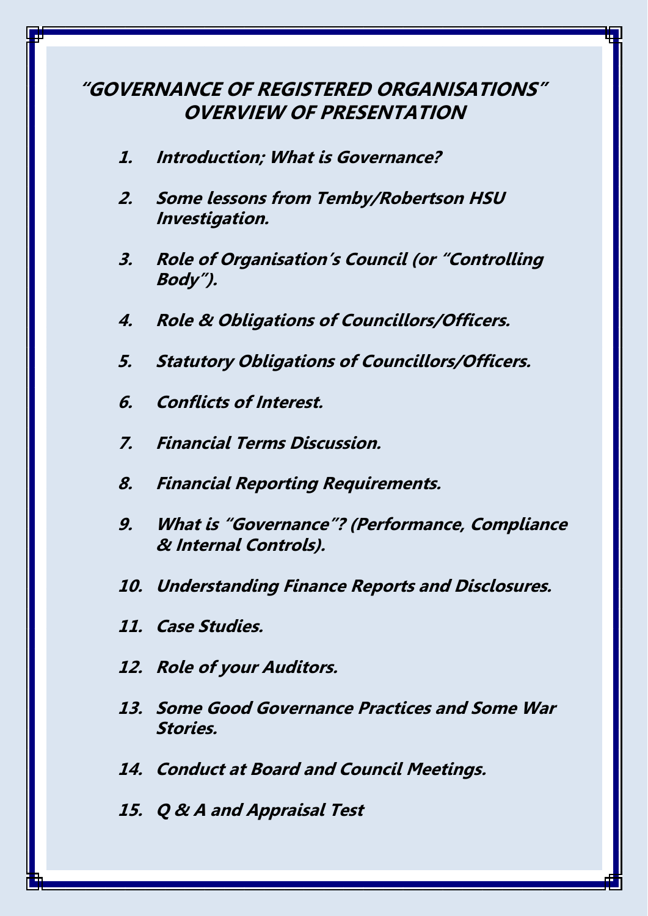# "GOVERNANCE OF REGISTERED ORGANISATIONS" OVERVIEW OF PRESENTATION

1. ***Introduction; What is Governance?***
2. ***Some lessons from Temby/Robertson HSU Investigation.***
3. ***Role of Organisation's Council (or "Controlling Body").***
4. ***Role & Obligations of Councillors/Officers.***
5. ***Statutory Obligations of Councillors/Officers.***
6. ***Conflicts of Interest.***
7. ***Financial Terms Discussion.***
8. ***Financial Reporting Requirements.***
9. ***What is "Governance"? (Performance, Compliance & Internal Controls).***
10. ***Understanding Finance Reports and Disclosures.***
11. ***Case Studies.***
12. ***Role of your Auditors.***
13. ***Some Good Governance Practices and Some War Stories.***
14. ***Conduct at Board and Council Meetings.***
15. ***Q & A and Appraisal Test***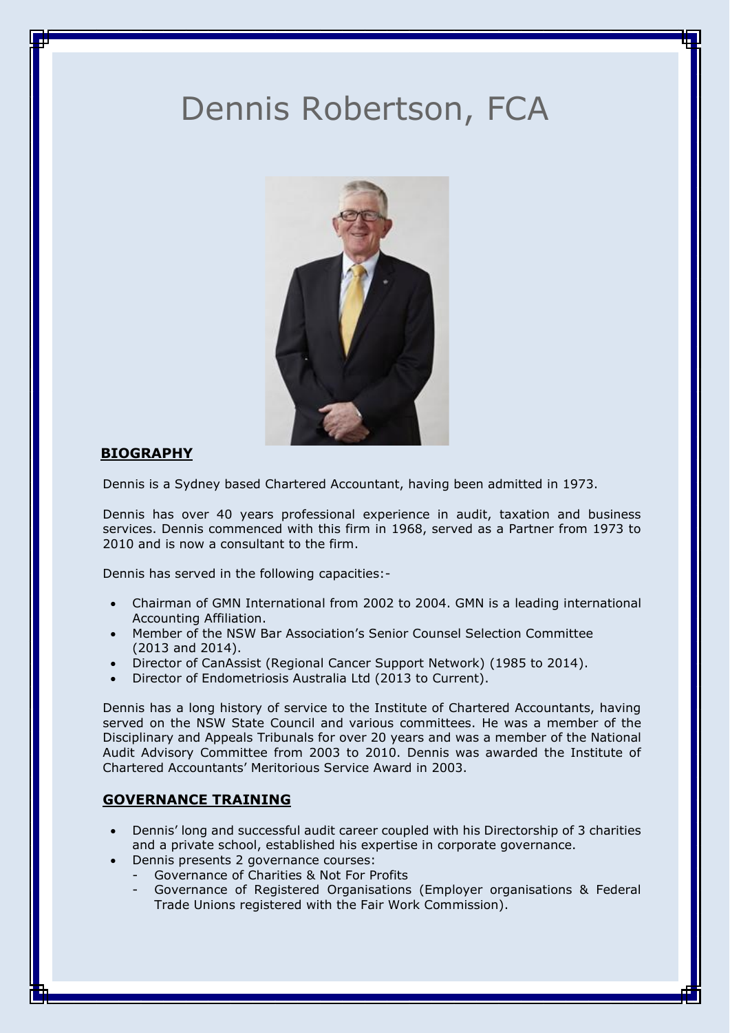# Dennis Robertson, FCA

## BIOGRAPHY

Dennis is a Sydney based Chartered Accountant, having been admitted in 1973.

Dennis has over 40 years professional experience in audit, taxation and business services. Dennis commenced with this firm in 1968, served as a Partner from 1973 to 2010 and is now a consultant to the firm.

Dennis has served in the following capacities:-

- Chairman of GMN International from 2002 to 2004. GMN is a leading international Accounting Affiliation.
- Member of the NSW Bar Association's Senior Counsel Selection Committee (2013 and 2014).
- Director of CanAssist (Regional Cancer Support Network) (1985 to 2014).
- Director of Endometriosis Australia Ltd (2013 to Current).

Dennis has a long history of service to the Institute of Chartered Accountants, having served on the NSW State Council and various committees. He was a member of the Disciplinary and Appeals Tribunals for over 20 years and was a member of the National Audit Advisory Committee from 2003 to 2010. Dennis was awarded the Institute of Chartered Accountants' Meritorious Service Award in 2003.

## GOVERNANCE TRAINING

- Dennis' long and successful audit career coupled with his Directorship of 3 charities and a private school, established his expertise in corporate governance.
- Dennis presents 2 governance courses:
  - Governance of Charities & Not For Profits
  - Governance of Registered Organisations (Employer organisations & Federal Trade Unions registered with the Fair Work Commission).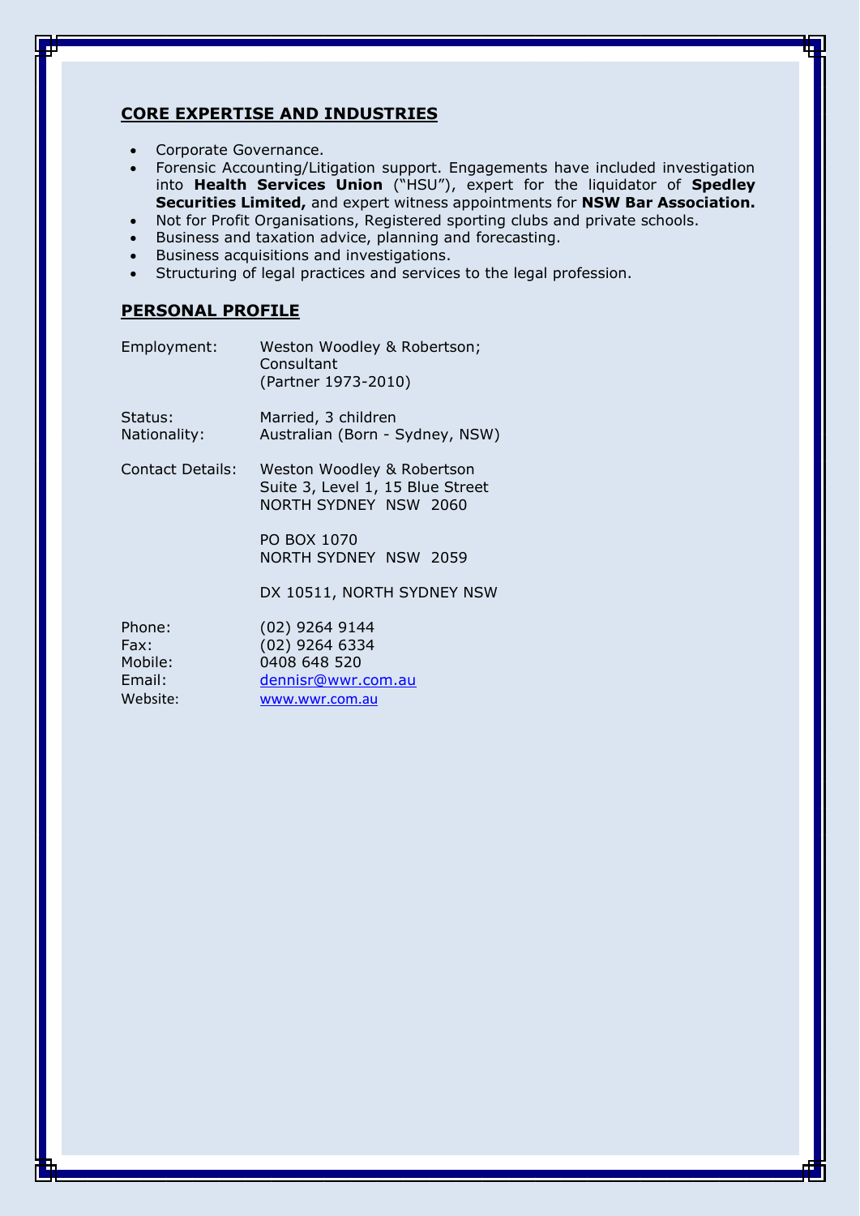## CORE EXPERTISE AND INDUSTRIES

- Corporate Governance.
- Forensic Accounting/Litigation support. Engagements have included investigation into **Health Services Union** ("HSU"), expert for the liquidator of **Spedley Securities Limited,** and expert witness appointments for **NSW Bar Association.**
- Not for Profit Organisations, Registered sporting clubs and private schools.
- Business and taxation advice, planning and forecasting.
- Business acquisitions and investigations.
- Structuring of legal practices and services to the legal profession.

## PERSONAL PROFILE

| | |
|---|---|
| Employment: | Weston Woodley & Robertson; Consultant (Partner 1973-2010) |
| Status: | Married, 3 children |
| Nationality: | Australian (Born - Sydney, NSW) |
| Contact Details: | Weston Woodley & Robertson<br>Suite 3, Level 1, 15 Blue Street<br>NORTH SYDNEY NSW 2060<br><br>PO BOX 1070<br>NORTH SYDNEY NSW 2059<br><br>DX 10511, NORTH SYDNEY NSW |
| Phone: | (02) 9264 9144 |
| Fax: | (02) 9264 6334 |
| Mobile: | 0408 648 520 |
| Email: | dennisr@wwr.com.au |
| Website: | www.wwr.com.au |